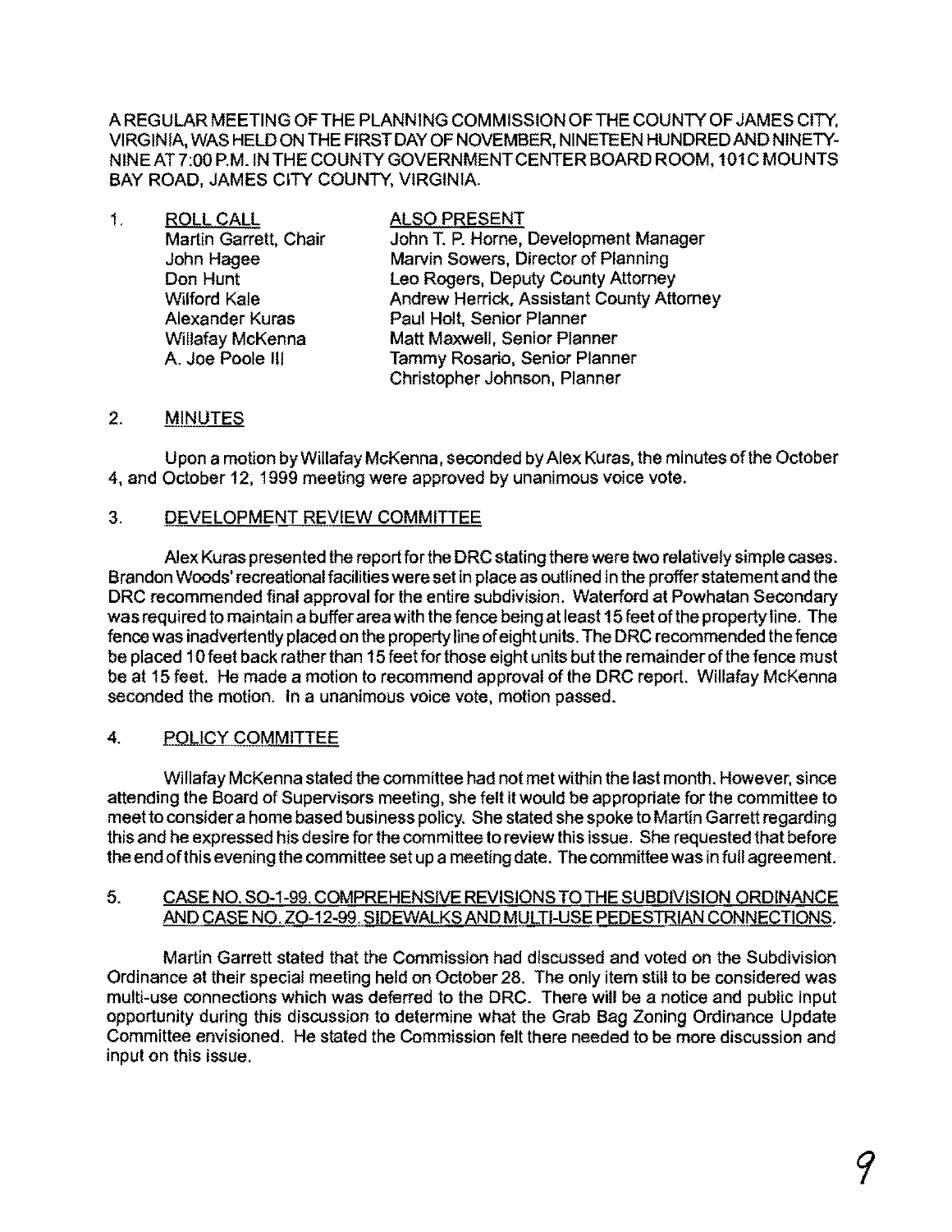A REGULAR MEETING OF THE PLANNING COMMISSION OF THE COUNTY OF JAMES CITY, VIRGINIA, WAS HELD ON THE FIRST DAY OF NOVEMBER, NINETEEN HUNDRED AND NINETY-NINE AT 7:00 P.M. IN THE COUNTY GOVERNMENT CENTER BOARD ROOM, 101C MOUNTS BAY ROAD, JAMES CITY COUNTY, VIRGINIA.

1. ROLL CALL

| ROLL CALL | ALSO PRESENT |
|---|---|
| Martin Garrett, Chair | John T. P. Horne, Development Manager |
| John Hagee | Marvin Sowers, Director of Planning |
| Don Hunt | Leo Rogers, Deputy County Attorney |
| Wilford Kale | Andrew Herrick, Assistant County Attorney |
| Alexander Kuras | Paul Holt, Senior Planner |
| Willafay McKenna | Matt Maxwell, Senior Planner |
| A. Joe Poole III | Tammy Rosario, Senior Planner |
| | Christopher Johnson, Planner |

2. MINUTES

Upon a motion by Willafay McKenna, seconded by Alex Kuras, the minutes of the October 4, and October 12, 1999 meeting were approved by unanimous voice vote.

3. DEVELOPMENT REVIEW COMMITTEE

Alex Kuras presented the report for the DRC stating there were two relatively simple cases. Brandon Woods' recreational facilities were set in place as outlined in the proffer statement and the DRC recommended final approval for the entire subdivision. Waterford at Powhatan Secondary was required to maintain a buffer area with the fence being at least 15 feet of the property line. The fence was inadvertently placed on the property line of eight units. The DRC recommended the fence be placed 10 feet back rather than 15 feet for those eight units but the remainder of the fence must be at 15 feet. He made a motion to recommend approval of the DRC report. Willafay McKenna seconded the motion. In a unanimous voice vote, motion passed.

4. POLICY COMMITTEE

Willafay McKenna stated the committee had not met within the last month. However, since attending the Board of Supervisors meeting, she felt it would be appropriate for the committee to meet to consider a home based business policy. She stated she spoke to Martin Garrett regarding this and he expressed his desire for the committee to review this issue. She requested that before the end of this evening the committee set up a meeting date. The committee was in full agreement.

5. CASE NO. SO-1-99. COMPREHENSIVE REVISIONS TO THE SUBDIVISION ORDINANCE AND CASE NO. ZO-12-99. SIDEWALKS AND MULTI-USE PEDESTRIAN CONNECTIONS.

Martin Garrett stated that the Commission had discussed and voted on the Subdivision Ordinance at their special meeting held on October 28. The only item still to be considered was multi-use connections which was deferred to the DRC. There will be a notice and public input opportunity during this discussion to determine what the Grab Bag Zoning Ordinance Update Committee envisioned. He stated the Commission felt there needed to be more discussion and input on this issue.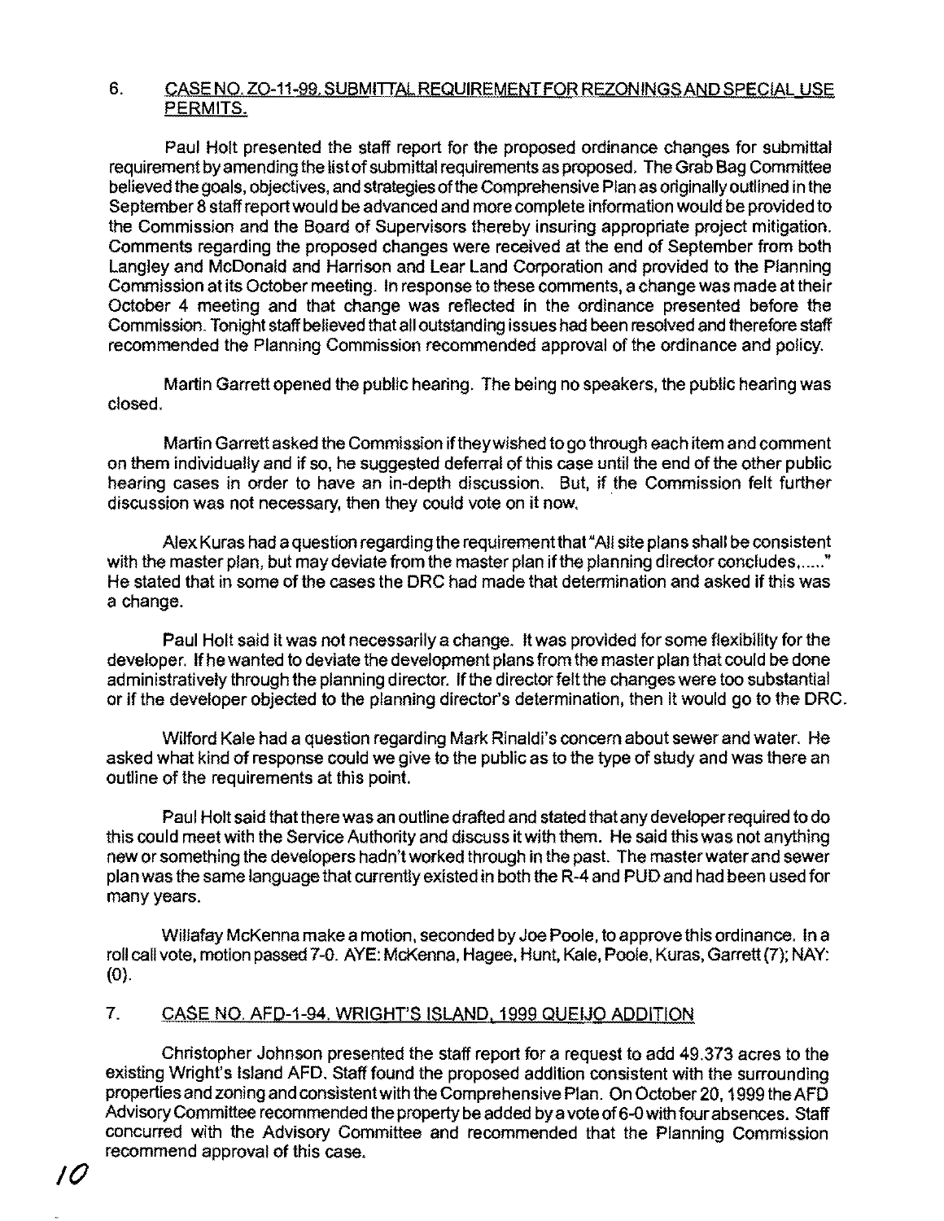6. CASE NO. ZO-11-99. SUBMITTAL REQUIREMENT FOR REZONINGS AND SPECIAL USE PERMITS.

Paul Holt presented the staff report for the proposed ordinance changes for submittal requirement by amending the list of submittal requirements as proposed. The Grab Bag Committee believed the goals, objectives, and strategies of the Comprehensive Plan as originally outlined in the September 8 staff report would be advanced and more complete information would be provided to the Commission and the Board of Supervisors thereby insuring appropriate project mitigation. Comments regarding the proposed changes were received at the end of September from both Langley and McDonald and Harrison and Lear Land Corporation and provided to the Planning Commission at its October meeting. In response to these comments, a change was made at their October 4 meeting and that change was reflected in the ordinance presented before the Commission. Tonight staff believed that all outstanding issues had been resolved and therefore staff recommended the Planning Commission recommended approval of the ordinance and policy.

Martin Garrett opened the public hearing. The being no speakers, the public hearing was closed.

Martin Garrett asked the Commission if they wished to go through each item and comment on them individually and if so, he suggested deferral of this case until the end of the other public hearing cases in order to have an in-depth discussion. But, if the Commission felt further discussion was not necessary, then they could vote on it now.

Alex Kuras had a question regarding the requirement that "All site plans shall be consistent with the master plan, but may deviate from the master plan if the planning director concludes,....." He stated that in some of the cases the DRC had made that determination and asked if this was a change.

Paul Holt said it was not necessarily a change. It was provided for some flexibility for the developer. If he wanted to deviate the development plans from the master plan that could be done administratively through the planning director. If the director felt the changes were too substantial or if the developer objected to the planning director's determination, then it would go to the DRC.

Wilford Kale had a question regarding Mark Rinaldi's concern about sewer and water. He asked what kind of response could we give to the public as to the type of study and was there an outline of the requirements at this point.

Paul Holt said that there was an outline drafted and stated that any developer required to do this could meet with the Service Authority and discuss it with them. He said this was not anything new or something the developers hadn't worked through in the past. The master water and sewer plan was the same language that currently existed in both the R-4 and PUD and had been used for many years.

Willafay McKenna make a motion, seconded by Joe Poole, to approve this ordinance. In a roll call vote, motion passed 7-0. AYE: McKenna, Hagee, Hunt, Kale, Poole, Kuras, Garrett (7); NAY: (0).

7. CASE NO. AFD-1-94. WRIGHT'S ISLAND, 1999 QUEIJO ADDITION

Christopher Johnson presented the staff report for a request to add 49.373 acres to the existing Wright's Island AFD. Staff found the proposed addition consistent with the surrounding properties and zoning and consistent with the Comprehensive Plan. On October 20, 1999 the AFD Advisory Committee recommended the property be added by a vote of 6-0 with four absences. Staff concurred with the Advisory Committee and recommended that the Planning Commission recommend approval of this case.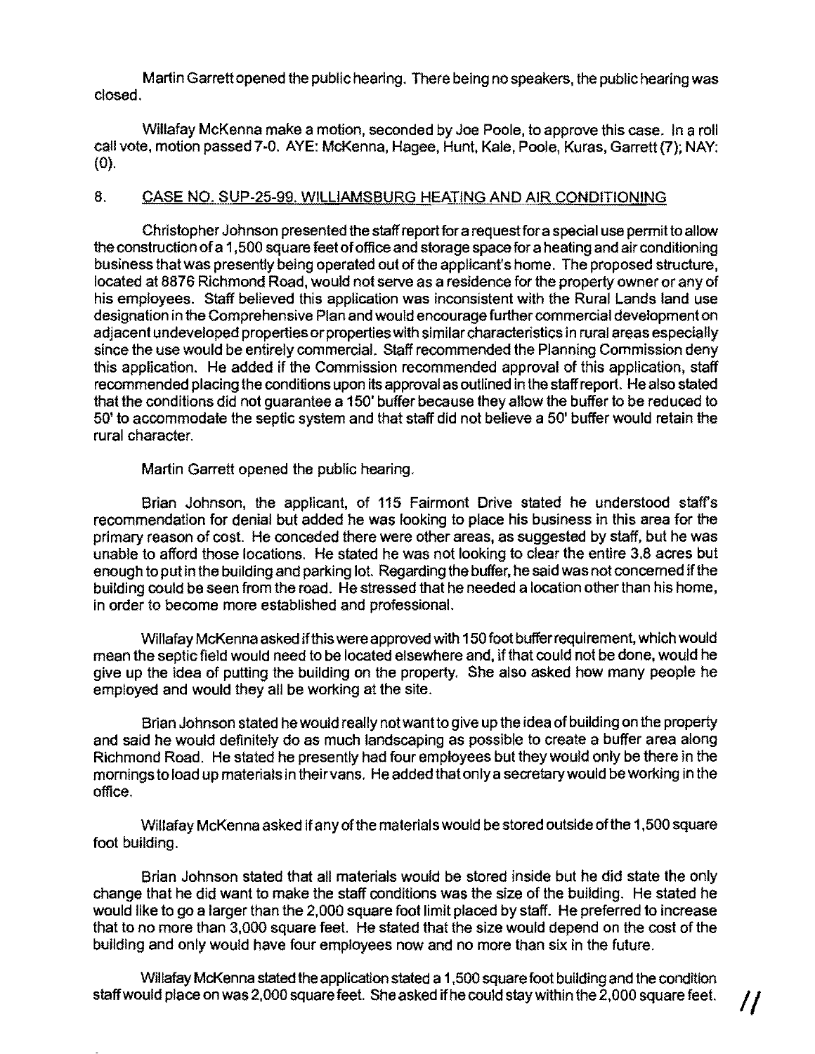Martin Garrett opened the public hearing. There being no speakers, the public hearing was closed.

Willafay McKenna make a motion, seconded by Joe Poole, to approve this case. In a roll call vote, motion passed 7-0. AYE: McKenna, Hagee, Hunt, Kale, Poole, Kuras, Garrett (7); NAY: (0).

8. CASE NO. SUP-25-99. WILLIAMSBURG HEATING AND AIR CONDITIONING

Christopher Johnson presented the staff report for a request for a special use permit to allow the construction of a 1,500 square feet of office and storage space for a heating and air conditioning business that was presently being operated out of the applicant's home. The proposed structure, located at 8876 Richmond Road, would not serve as a residence for the property owner or any of his employees. Staff believed this application was inconsistent with the Rural Lands land use designation in the Comprehensive Plan and would encourage further commercial development on adjacent undeveloped properties or properties with similar characteristics in rural areas especially since the use would be entirely commercial. Staff recommended the Planning Commission deny this application. He added if the Commission recommended approval of this application, staff recommended placing the conditions upon its approval as outlined in the staff report. He also stated that the conditions did not guarantee a 150' buffer because they allow the buffer to be reduced to 50' to accommodate the septic system and that staff did not believe a 50' buffer would retain the rural character.

Martin Garrett opened the public hearing.

Brian Johnson, the applicant, of 115 Fairmont Drive stated he understood staff's recommendation for denial but added he was looking to place his business in this area for the primary reason of cost. He conceded there were other areas, as suggested by staff, but he was unable to afford those locations. He stated he was not looking to clear the entire 3.8 acres but enough to put in the building and parking lot. Regarding the buffer, he said was not concerned if the building could be seen from the road. He stressed that he needed a location other than his home, in order to become more established and professional.

Willafay McKenna asked if this were approved with 150 foot buffer requirement, which would mean the septic field would need to be located elsewhere and, if that could not be done, would he give up the idea of putting the building on the property. She also asked how many people he employed and would they all be working at the site.

Brian Johnson stated he would really not want to give up the idea of building on the property and said he would definitely do as much landscaping as possible to create a buffer area along Richmond Road. He stated he presently had four employees but they would only be there in the mornings to load up materials in their vans. He added that only a secretary would be working in the office.

Willafay McKenna asked if any of the materials would be stored outside of the 1,500 square foot building.

Brian Johnson stated that all materials would be stored inside but he did state the only change that he did want to make the staff conditions was the size of the building. He stated he would like to go a larger than the 2,000 square foot limit placed by staff. He preferred to increase that to no more than 3,000 square feet. He stated that the size would depend on the cost of the building and only would have four employees now and no more than six in the future.

Willafay McKenna stated the application stated a 1,500 square foot building and the condition staff would place on was 2,000 square feet. She asked if he could stay within the 2,000 square feet.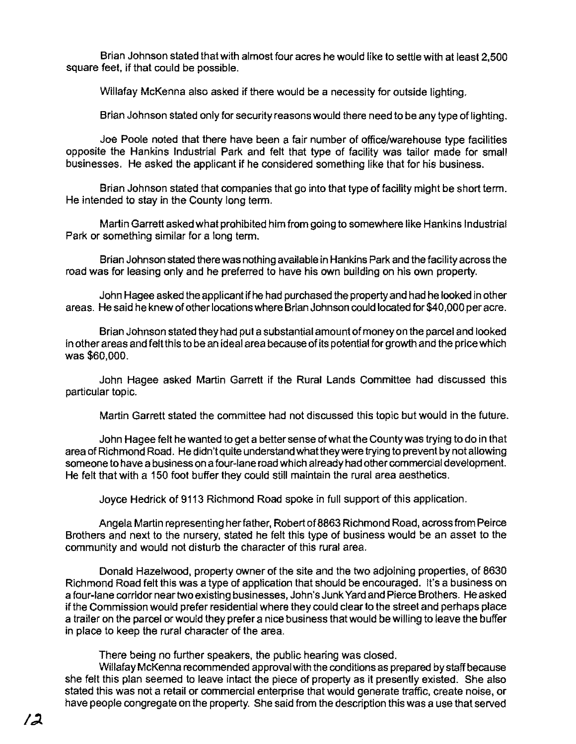Brian Johnson stated that with almost four acres he would like to settle with at least 2,500 square feet, if that could be possible.

Willafay McKenna also asked if there would be a necessity for outside lighting.

Brian Johnson stated only for security reasons would there need to be any type of lighting.

Joe Poole noted that there have been a fair number of office/warehouse type facilities opposite the Hankins Industrial Park and felt that type of facility was tailor made for small businesses. He asked the applicant if he considered something like that for his business.

Brian Johnson stated that companies that go into that type of facility might be short term. He intended to stay in the County long term.

Martin Garrett asked what prohibited him from going to somewhere like Hankins Industrial Park or something similar for a long term.

Brian Johnson stated there was nothing available in Hankins Park and the facility across the road was for leasing only and he preferred to have his own building on his own property.

John Hagee asked the applicant if he had purchased the property and had he looked in other areas. He said he knew of other locations where Brian Johnson could located for $40,000 per acre.

Brian Johnson stated they had put a substantial amount of money on the parcel and looked in other areas and felt this to be an ideal area because of its potential for growth and the price which was $60,000.

John Hagee asked Martin Garrett if the Rural Lands Committee had discussed this particular topic.

Martin Garrett stated the committee had not discussed this topic but would in the future.

John Hagee felt he wanted to get a better sense of what the County was trying to do in that area of Richmond Road. He didn't quite understand what they were trying to prevent by not allowing someone to have a business on a four-lane road which already had other commercial development. He felt that with a 150 foot buffer they could still maintain the rural area aesthetics.

Joyce Hedrick of 9113 Richmond Road spoke in full support of this application.

Angela Martin representing her father, Robert of 8863 Richmond Road, across from Peirce Brothers and next to the nursery, stated he felt this type of business would be an asset to the community and would not disturb the character of this rural area.

Donald Hazelwood, property owner of the site and the two adjoining properties, of 8630 Richmond Road felt this was a type of application that should be encouraged. It's a business on a four-lane corridor near two existing businesses, John's Junk Yard and Pierce Brothers. He asked if the Commission would prefer residential where they could clear to the street and perhaps place a trailer on the parcel or would they prefer a nice business that would be willing to leave the buffer in place to keep the rural character of the area.

There being no further speakers, the public hearing was closed.

Willafay McKenna recommended approval with the conditions as prepared by staff because she felt this plan seemed to leave intact the piece of property as it presently existed. She also stated this was not a retail or commercial enterprise that would generate traffic, create noise, or have people congregate on the property. She said from the description this was a use that served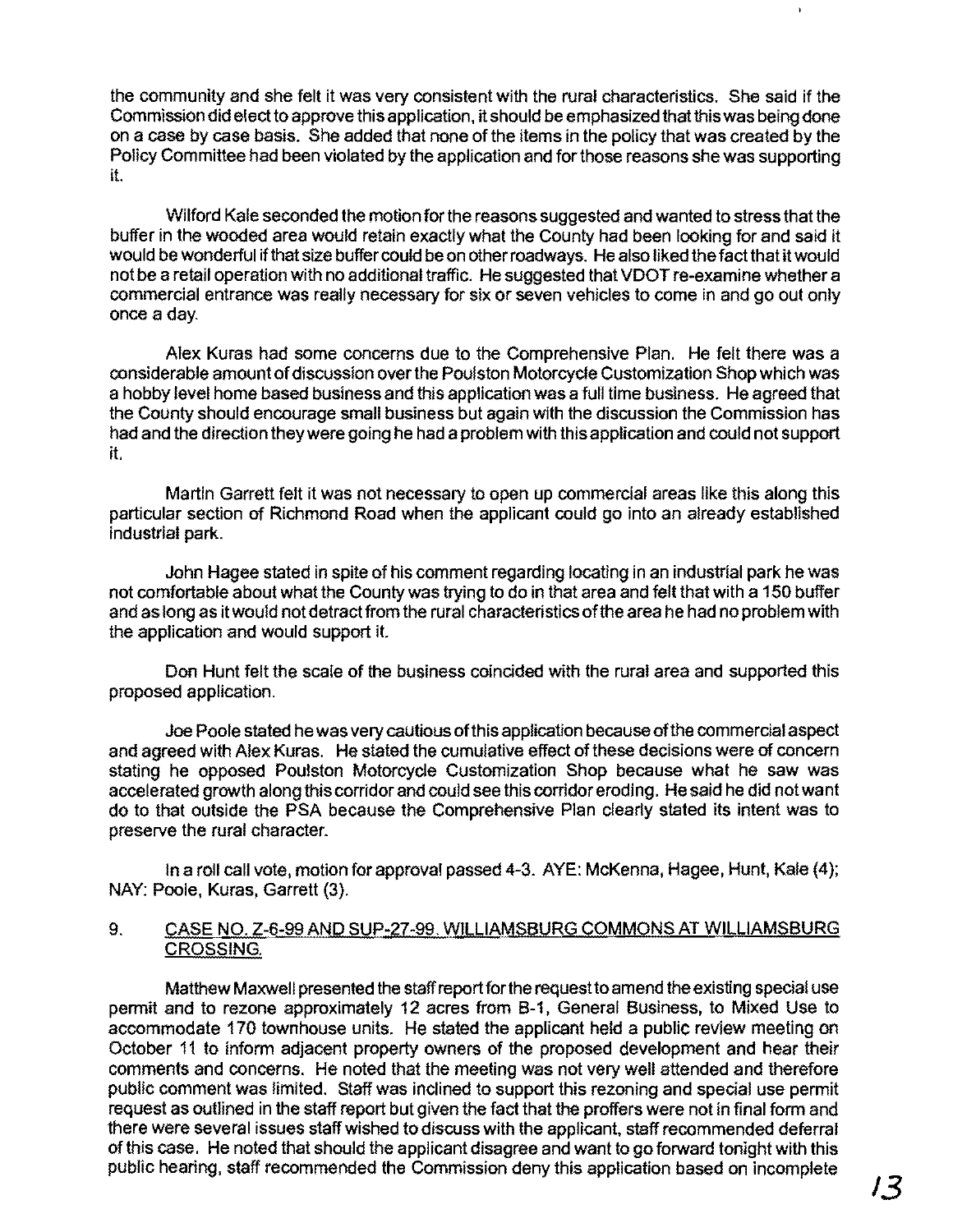the community and she felt it was very consistent with the rural characteristics. She said if the Commission did elect to approve this application, it should be emphasized that this was being done on a case by case basis. She added that none of the items in the policy that was created by the Policy Committee had been violated by the application and for those reasons she was supporting it.

Wilford Kale seconded the motion for the reasons suggested and wanted to stress that the buffer in the wooded area would retain exactly what the County had been looking for and said it would be wonderful if that size buffer could be on other roadways. He also liked the fact that it would not be a retail operation with no additional traffic. He suggested that VDOT re-examine whether a commercial entrance was really necessary for six or seven vehicles to come in and go out only once a day.

Alex Kuras had some concerns due to the Comprehensive Plan. He felt there was a considerable amount of discussion over the Poulston Motorcycle Customization Shop which was a hobby level home based business and this application was a full time business. He agreed that the County should encourage small business but again with the discussion the Commission has had and the direction they were going he had a problem with this application and could not support it.

Martin Garrett felt it was not necessary to open up commercial areas like this along this particular section of Richmond Road when the applicant could go into an already established industrial park.

John Hagee stated in spite of his comment regarding locating in an industrial park he was not comfortable about what the County was trying to do in that area and felt that with a 150 buffer and as long as it would not detract from the rural characteristics of the area he had no problem with the application and would support it.

Don Hunt felt the scale of the business coincided with the rural area and supported this proposed application.

Joe Poole stated he was very cautious of this application because of the commercial aspect and agreed with Alex Kuras. He stated the cumulative effect of these decisions were of concern stating he opposed Poulston Motorcycle Customization Shop because what he saw was accelerated growth along this corridor and could see this corridor eroding. He said he did not want do to that outside the PSA because the Comprehensive Plan clearly stated its intent was to preserve the rural character.

In a roll call vote, motion for approval passed 4-3. AYE: McKenna, Hagee, Hunt, Kale (4); NAY: Poole, Kuras, Garrett (3).

9. CASE NO. Z-6-99 AND SUP-27-99. WILLIAMSBURG COMMONS AT WILLIAMSBURG CROSSING.

Matthew Maxwell presented the staff report for the request to amend the existing special use permit and to rezone approximately 12 acres from B-1, General Business, to Mixed Use to accommodate 170 townhouse units. He stated the applicant held a public review meeting on October 11 to inform adjacent property owners of the proposed development and hear their comments and concerns. He noted that the meeting was not very well attended and therefore public comment was limited. Staff was inclined to support this rezoning and special use permit request as outlined in the staff report but given the fact that the proffers were not in final form and there were several issues staff wished to discuss with the applicant, staff recommended deferral of this case. He noted that should the applicant disagree and want to go forward tonight with this public hearing, staff recommended the Commission deny this application based on incomplete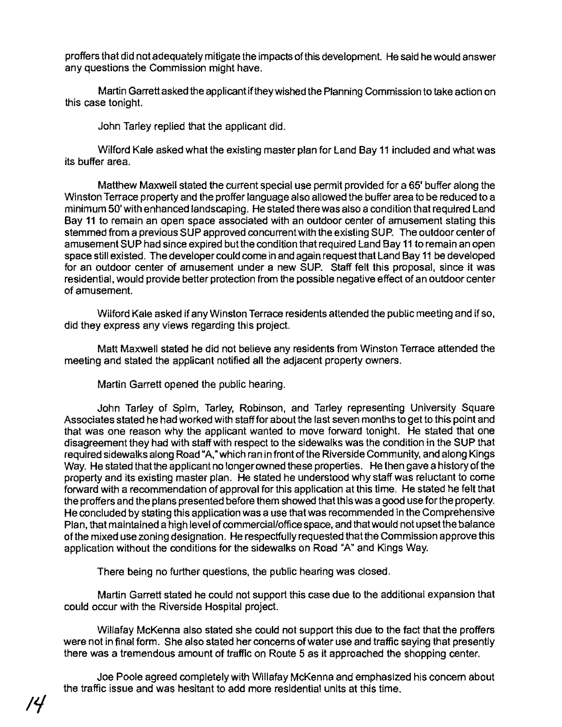proffers that did not adequately mitigate the impacts of this development. He said he would answer any questions the Commission might have.

Martin Garrett asked the applicant if they wished the Planning Commission to take action on this case tonight.

John Tarley replied that the applicant did.

Wilford Kale asked what the existing master plan for Land Bay 11 included and what was its buffer area.

Matthew Maxwell stated the current special use permit provided for a 65' buffer along the Winston Terrace property and the proffer language also allowed the buffer area to be reduced to a minimum 50' with enhanced landscaping. He stated there was also a condition that required Land Bay 11 to remain an open space associated with an outdoor center of amusement stating this stemmed from a previous SUP approved concurrent with the existing SUP. The outdoor center of amusement SUP had since expired but the condition that required Land Bay 11 to remain an open space still existed. The developer could come in and again request that Land Bay 11 be developed for an outdoor center of amusement under a new SUP. Staff felt this proposal, since it was residential, would provide better protection from the possible negative effect of an outdoor center of amusement.

Wilford Kale asked if any Winston Terrace residents attended the public meeting and if so, did they express any views regarding this project.

Matt Maxwell stated he did not believe any residents from Winston Terrace attended the meeting and stated the applicant notified all the adjacent property owners.

Martin Garrett opened the public hearing.

John Tarley of Spirn, Tarley, Robinson, and Tarley representing University Square Associates stated he had worked with staff for about the last seven months to get to this point and that was one reason why the applicant wanted to move forward tonight. He stated that one disagreement they had with staff with respect to the sidewalks was the condition in the SUP that required sidewalks along Road "A," which ran in front of the Riverside Community, and along Kings Way. He stated that the applicant no longer owned these properties. He then gave a history of the property and its existing master plan. He stated he understood why staff was reluctant to come forward with a recommendation of approval for this application at this time. He stated he felt that the proffers and the plans presented before them showed that this was a good use for the property. He concluded by stating this application was a use that was recommended in the Comprehensive Plan, that maintained a high level of commercial/office space, and that would not upset the balance of the mixed use zoning designation. He respectfully requested that the Commission approve this application without the conditions for the sidewalks on Road "A" and Kings Way.

There being no further questions, the public hearing was closed.

Martin Garrett stated he could not support this case due to the additional expansion that could occur with the Riverside Hospital project.

Willafay McKenna also stated she could not support this due to the fact that the proffers were not in final form. She also stated her concerns of water use and traffic saying that presently there was a tremendous amount of traffic on Route 5 as it approached the shopping center.

Joe Poole agreed completely with Willafay McKenna and emphasized his concern about the traffic issue and was hesitant to add more residential units at this time.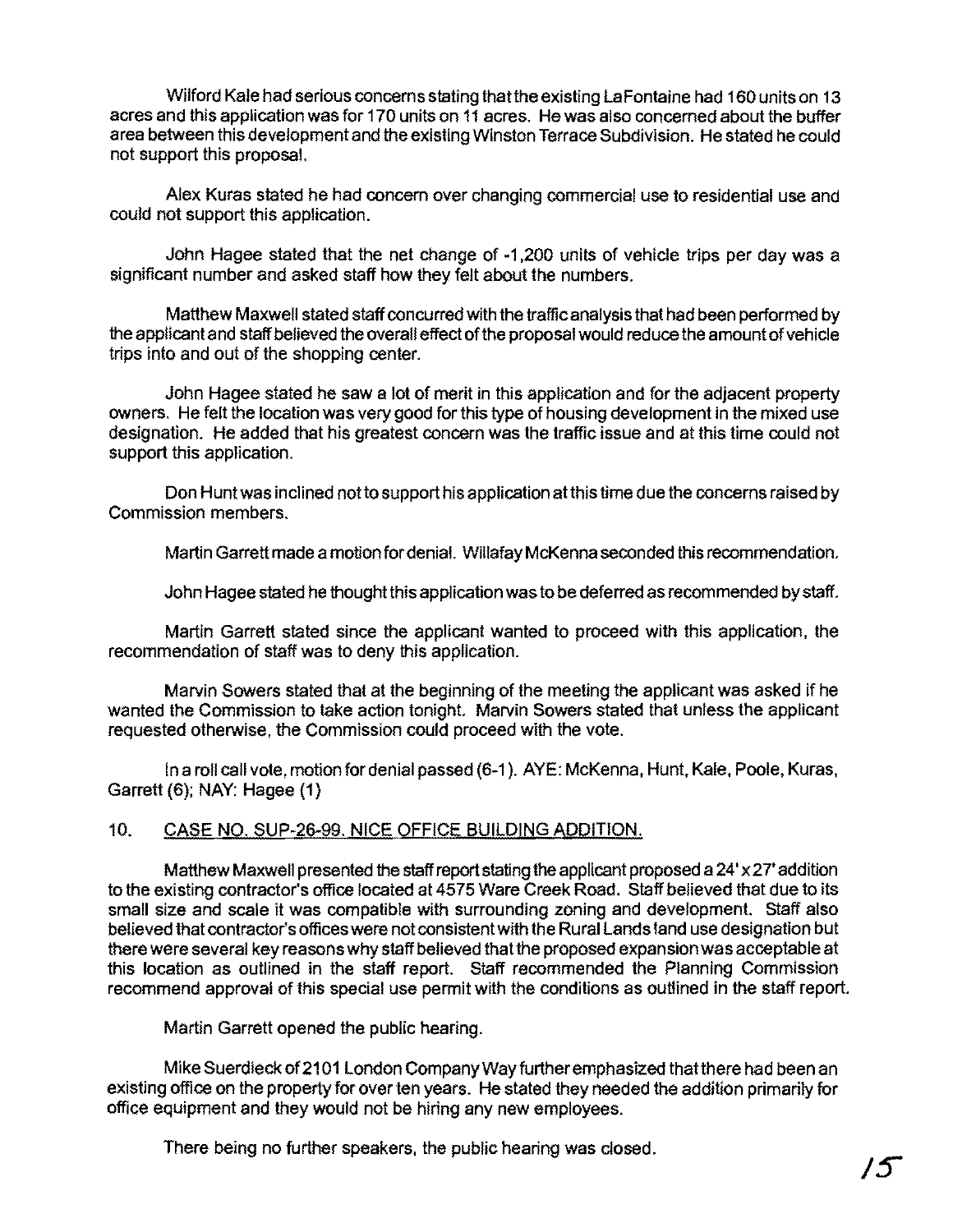Wilford Kale had serious concerns stating that the existing LaFontaine had 160 units on 13 acres and this application was for 170 units on 11 acres. He was also concerned about the buffer area between this development and the existing Winston Terrace Subdivision. He stated he could not support this proposal.

Alex Kuras stated he had concern over changing commercial use to residential use and could not support this application.

John Hagee stated that the net change of -1,200 units of vehicle trips per day was a significant number and asked staff how they felt about the numbers.

Matthew Maxwell stated staff concurred with the traffic analysis that had been performed by the applicant and staff believed the overall effect of the proposal would reduce the amount of vehicle trips into and out of the shopping center.

John Hagee stated he saw a lot of merit in this application and for the adjacent property owners. He felt the location was very good for this type of housing development in the mixed use designation. He added that his greatest concern was the traffic issue and at this time could not support this application.

Don Hunt was inclined not to support his application at this time due the concerns raised by Commission members.

Martin Garrett made a motion for denial. Willafay McKenna seconded this recommendation.

John Hagee stated he thought this application was to be deferred as recommended by staff.

Martin Garrett stated since the applicant wanted to proceed with this application, the recommendation of staff was to deny this application.

Marvin Sowers stated that at the beginning of the meeting the applicant was asked if he wanted the Commission to take action tonight. Marvin Sowers stated that unless the applicant requested otherwise, the Commission could proceed with the vote.

In a roll call vote, motion for denial passed (6-1). AYE: McKenna, Hunt, Kale, Poole, Kuras, Garrett (6); NAY: Hagee (1)

## 10. CASE NO. SUP-26-99. NICE OFFICE BUILDING ADDITION.

Matthew Maxwell presented the staff report stating the applicant proposed a 24' x 27' addition to the existing contractor's office located at 4575 Ware Creek Road. Staff believed that due to its small size and scale it was compatible with surrounding zoning and development. Staff also believed that contractor's offices were not consistent with the Rural Lands land use designation but there were several key reasons why staff believed that the proposed expansion was acceptable at this location as outlined in the staff report. Staff recommended the Planning Commission recommend approval of this special use permit with the conditions as outlined in the staff report.

Martin Garrett opened the public hearing.

Mike Suerdieck of 2101 London Company Way further emphasized that there had been an existing office on the property for over ten years. He stated they needed the addition primarily for office equipment and they would not be hiring any new employees.

There being no further speakers, the public hearing was closed.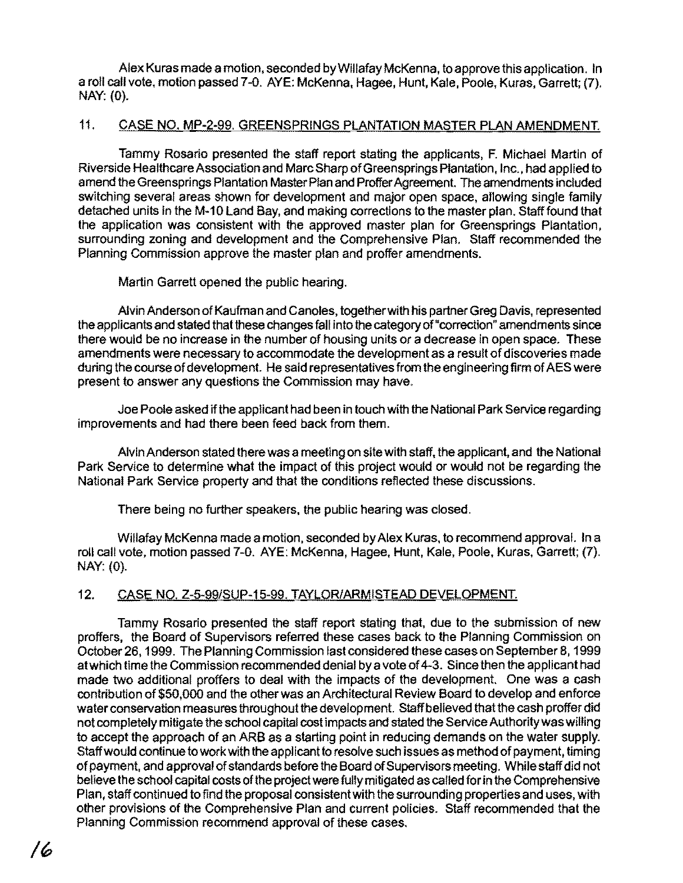Alex Kuras made a motion, seconded by Willafay McKenna, to approve this application. In a roll call vote, motion passed 7-0. AYE: McKenna, Hagee, Hunt, Kale, Poole, Kuras, Garrett; (7). NAY: (0).

11. CASE NO. MP-2-99. GREENSPRINGS PLANTATION MASTER PLAN AMENDMENT.

Tammy Rosario presented the staff report stating the applicants, F. Michael Martin of Riverside Healthcare Association and Marc Sharp of Greensprings Plantation, Inc., had applied to amend the Greensprings Plantation Master Plan and Proffer Agreement. The amendments included switching several areas shown for development and major open space, allowing single family detached units in the M-10 Land Bay, and making corrections to the master plan. Staff found that the application was consistent with the approved master plan for Greensprings Plantation, surrounding zoning and development and the Comprehensive Plan. Staff recommended the Planning Commission approve the master plan and proffer amendments.

Martin Garrett opened the public hearing.

Alvin Anderson of Kaufman and Canoles, together with his partner Greg Davis, represented the applicants and stated that these changes fall into the category of "correction" amendments since there would be no increase in the number of housing units or a decrease in open space. These amendments were necessary to accommodate the development as a result of discoveries made during the course of development. He said representatives from the engineering firm of AES were present to answer any questions the Commission may have.

Joe Poole asked if the applicant had been in touch with the National Park Service regarding improvements and had there been feed back from them.

Alvin Anderson stated there was a meeting on site with staff, the applicant, and the National Park Service to determine what the impact of this project would or would not be regarding the National Park Service property and that the conditions reflected these discussions.

There being no further speakers, the public hearing was closed.

Willafay McKenna made a motion, seconded by Alex Kuras, to recommend approval. In a roll call vote, motion passed 7-0. AYE: McKenna, Hagee, Hunt, Kale, Poole, Kuras, Garrett; (7). NAY: (0).

12. CASE NO. Z-5-99/SUP-15-99. TAYLOR/ARMISTEAD DEVELOPMENT.

Tammy Rosario presented the staff report stating that, due to the submission of new proffers, the Board of Supervisors referred these cases back to the Planning Commission on October 26, 1999. The Planning Commission last considered these cases on September 8, 1999 at which time the Commission recommended denial by a vote of 4-3. Since then the applicant had made two additional proffers to deal with the impacts of the development. One was a cash contribution of $50,000 and the other was an Architectural Review Board to develop and enforce water conservation measures throughout the development. Staff believed that the cash proffer did not completely mitigate the school capital cost impacts and stated the Service Authority was willing to accept the approach of an ARB as a starting point in reducing demands on the water supply. Staff would continue to work with the applicant to resolve such issues as method of payment, timing of payment, and approval of standards before the Board of Supervisors meeting. While staff did not believe the school capital costs of the project were fully mitigated as called for in the Comprehensive Plan, staff continued to find the proposal consistent with the surrounding properties and uses, with other provisions of the Comprehensive Plan and current policies. Staff recommended that the Planning Commission recommend approval of these cases.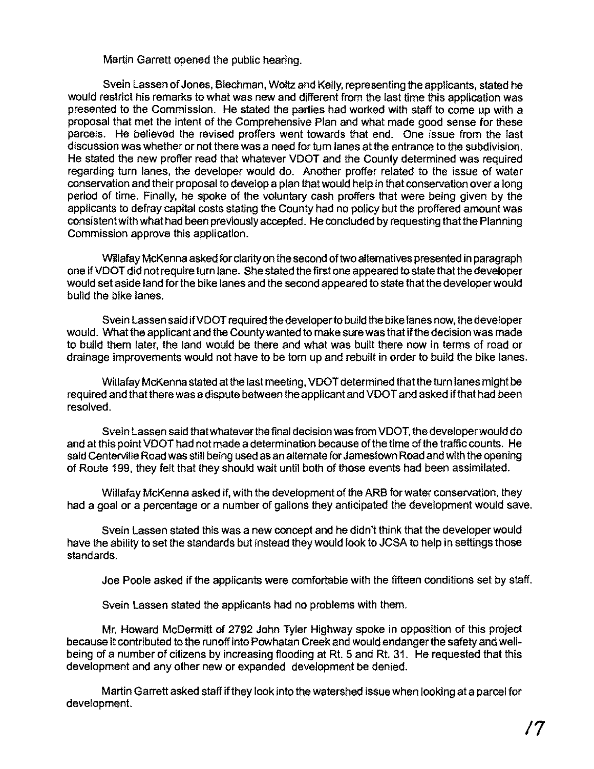Martin Garrett opened the public hearing.

Svein Lassen of Jones, Blechman, Woltz and Kelly, representing the applicants, stated he would restrict his remarks to what was new and different from the last time this application was presented to the Commission. He stated the parties had worked with staff to come up with a proposal that met the intent of the Comprehensive Plan and what made good sense for these parcels. He believed the revised proffers went towards that end. One issue from the last discussion was whether or not there was a need for turn lanes at the entrance to the subdivision. He stated the new proffer read that whatever VDOT and the County determined was required regarding turn lanes, the developer would do. Another proffer related to the issue of water conservation and their proposal to develop a plan that would help in that conservation over a long period of time. Finally, he spoke of the voluntary cash proffers that were being given by the applicants to defray capital costs stating the County had no policy but the proffered amount was consistent with what had been previously accepted. He concluded by requesting that the Planning Commission approve this application.

Willafay McKenna asked for clarity on the second of two alternatives presented in paragraph one if VDOT did not require turn lane. She stated the first one appeared to state that the developer would set aside land for the bike lanes and the second appeared to state that the developer would build the bike lanes.

Svein Lassen said if VDOT required the developer to build the bike lanes now, the developer would. What the applicant and the County wanted to make sure was that if the decision was made to build them later, the land would be there and what was built there now in terms of road or drainage improvements would not have to be torn up and rebuilt in order to build the bike lanes.

Willafay McKenna stated at the last meeting, VDOT determined that the turn lanes might be required and that there was a dispute between the applicant and VDOT and asked if that had been resolved.

Svein Lassen said that whatever the final decision was from VDOT, the developer would do and at this point VDOT had not made a determination because of the time of the traffic counts. He said Centerville Road was still being used as an alternate for Jamestown Road and with the opening of Route 199, they felt that they should wait until both of those events had been assimilated.

Willafay McKenna asked if, with the development of the ARB for water conservation, they had a goal or a percentage or a number of gallons they anticipated the development would save.

Svein Lassen stated this was a new concept and he didn't think that the developer would have the ability to set the standards but instead they would look to JCSA to help in settings those standards.

Joe Poole asked if the applicants were comfortable with the fifteen conditions set by staff.

Svein Lassen stated the applicants had no problems with them.

Mr. Howard McDermitt of 2792 John Tyler Highway spoke in opposition of this project because it contributed to the runoff into Powhatan Creek and would endanger the safety and well-being of a number of citizens by increasing flooding at Rt. 5 and Rt. 31. He requested that this development and any other new or expanded development be denied.

Martin Garrett asked staff if they look into the watershed issue when looking at a parcel for development.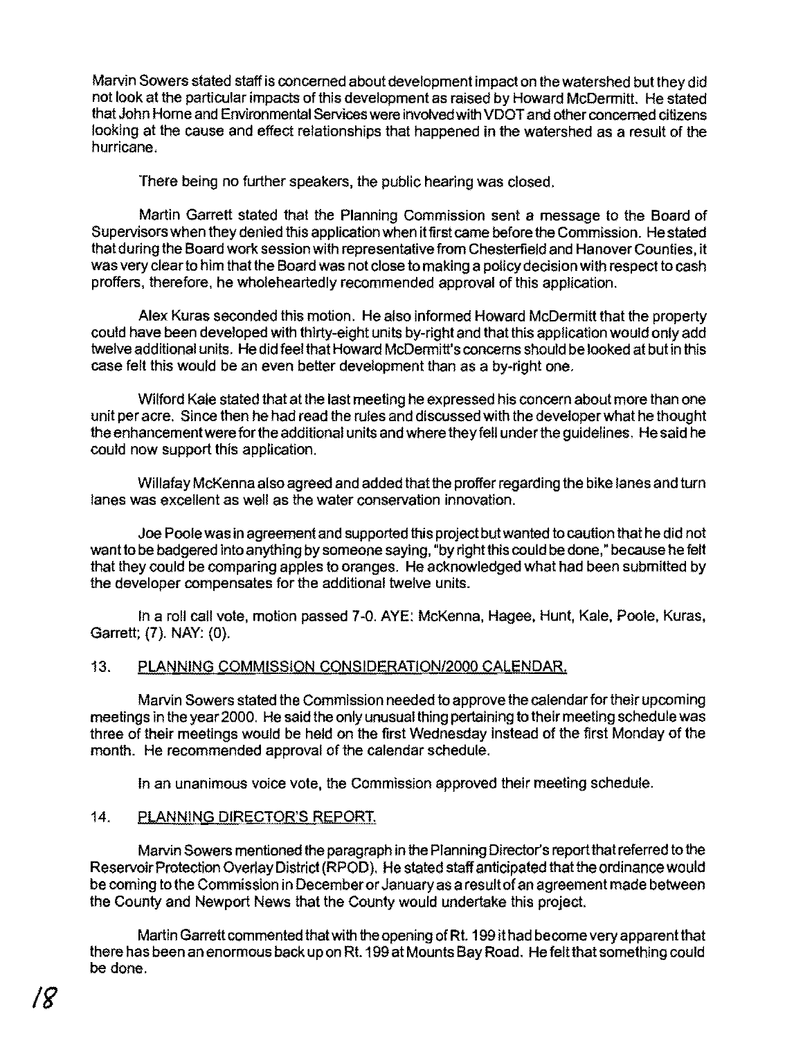Marvin Sowers stated staff is concerned about development impact on the watershed but they did not look at the particular impacts of this development as raised by Howard McDermitt. He stated that John Horne and Environmental Services were involved with VDOT and other concerned citizens looking at the cause and effect relationships that happened in the watershed as a result of the hurricane.

There being no further speakers, the public hearing was closed.

Martin Garrett stated that the Planning Commission sent a message to the Board of Supervisors when they denied this application when it first came before the Commission. He stated that during the Board work session with representative from Chesterfield and Hanover Counties, it was very clear to him that the Board was not close to making a policy decision with respect to cash proffers, therefore, he wholeheartedly recommended approval of this application.

Alex Kuras seconded this motion. He also informed Howard McDermitt that the property could have been developed with thirty-eight units by-right and that this application would only add twelve additional units. He did feel that Howard McDermitt's concerns should be looked at but in this case felt this would be an even better development than as a by-right one.

Wilford Kale stated that at the last meeting he expressed his concern about more than one unit per acre. Since then he had read the rules and discussed with the developer what he thought the enhancement were for the additional units and where they fell under the guidelines. He said he could now support this application.

Willafay McKenna also agreed and added that the proffer regarding the bike lanes and turn lanes was excellent as well as the water conservation innovation.

Joe Poole was in agreement and supported this project but wanted to caution that he did not want to be badgered into anything by someone saying, "by right this could be done," because he felt that they could be comparing apples to oranges. He acknowledged what had been submitted by the developer compensates for the additional twelve units.

In a roll call vote, motion passed 7-0. AYE: McKenna, Hagee, Hunt, Kale, Poole, Kuras, Garrett; (7). NAY: (0).

13. PLANNING COMMISSION CONSIDERATION/2000 CALENDAR.

Marvin Sowers stated the Commission needed to approve the calendar for their upcoming meetings in the year 2000. He said the only unusual thing pertaining to their meeting schedule was three of their meetings would be held on the first Wednesday instead of the first Monday of the month. He recommended approval of the calendar schedule.

In an unanimous voice vote, the Commission approved their meeting schedule.

14. PLANNING DIRECTOR'S REPORT.

Marvin Sowers mentioned the paragraph in the Planning Director's report that referred to the Reservoir Protection Overlay District (RPOD). He stated staff anticipated that the ordinance would be coming to the Commission in December or January as a result of an agreement made between the County and Newport News that the County would undertake this project.

Martin Garrett commented that with the opening of Rt. 199 it had become very apparent that there has been an enormous back up on Rt. 199 at Mounts Bay Road. He felt that something could be done.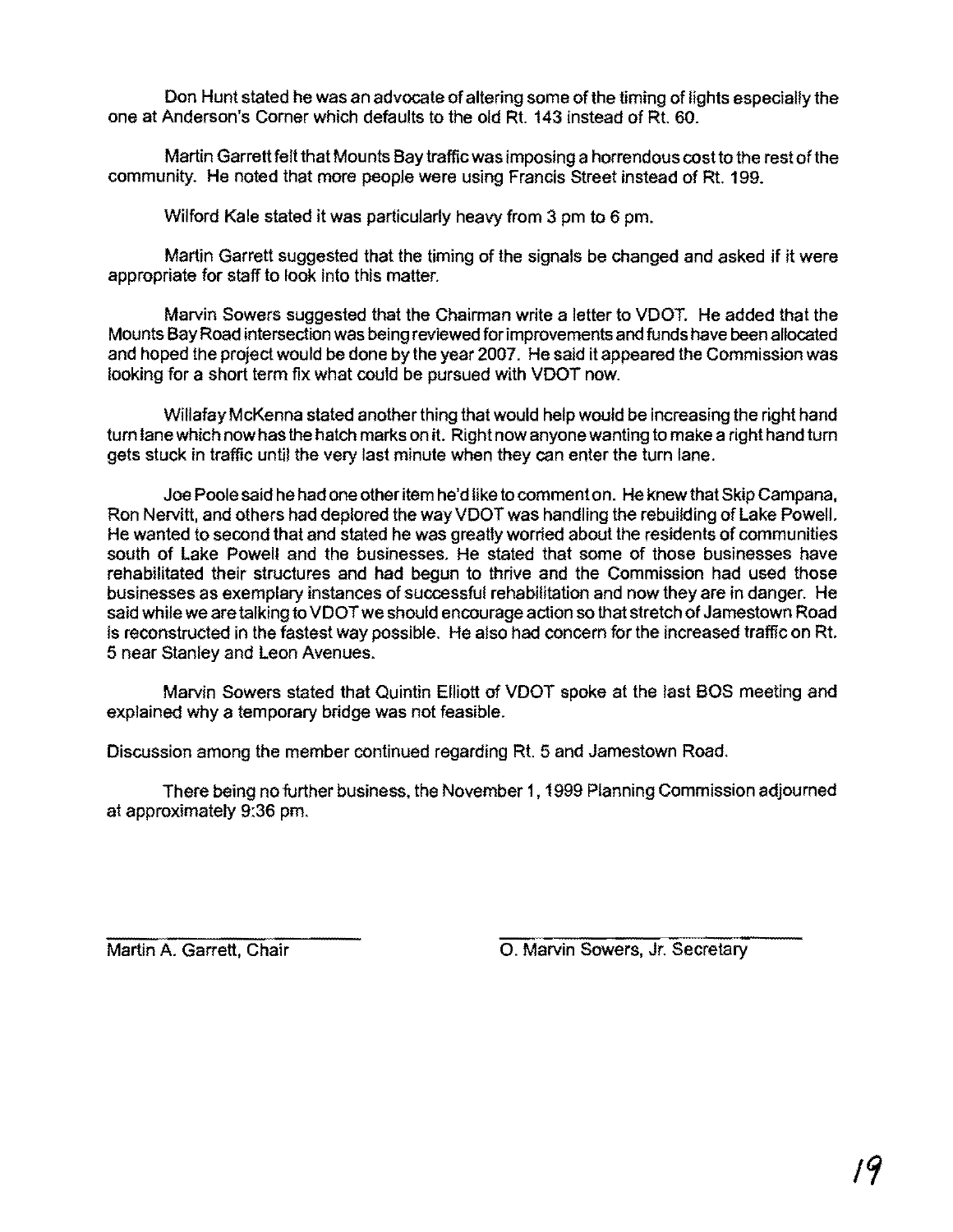Don Hunt stated he was an advocate of altering some of the timing of lights especially the one at Anderson's Corner which defaults to the old Rt. 143 instead of Rt. 60.

Martin Garrett felt that Mounts Bay traffic was imposing a horrendous cost to the rest of the community. He noted that more people were using Francis Street instead of Rt. 199.

Wilford Kale stated it was particularly heavy from 3 pm to 6 pm.

Martin Garrett suggested that the timing of the signals be changed and asked if it were appropriate for staff to look into this matter.

Marvin Sowers suggested that the Chairman write a letter to VDOT. He added that the Mounts Bay Road intersection was being reviewed for improvements and funds have been allocated and hoped the project would be done by the year 2007. He said it appeared the Commission was looking for a short term fix what could be pursued with VDOT now.

Willafay McKenna stated another thing that would help would be increasing the right hand turn lane which now has the hatch marks on it. Right now anyone wanting to make a right hand turn gets stuck in traffic until the very last minute when they can enter the turn lane.

Joe Poole said he had one other item he'd like to comment on. He knew that Skip Campana, Ron Nervitt, and others had deplored the way VDOT was handling the rebuilding of Lake Powell. He wanted to second that and stated he was greatly worried about the residents of communities south of Lake Powell and the businesses. He stated that some of those businesses have rehabilitated their structures and had begun to thrive and the Commission had used those businesses as exemplary instances of successful rehabilitation and now they are in danger. He said while we are talking to VDOT we should encourage action so that stretch of Jamestown Road is reconstructed in the fastest way possible. He also had concern for the increased traffic on Rt. 5 near Stanley and Leon Avenues.

Marvin Sowers stated that Quintin Elliott of VDOT spoke at the last BOS meeting and explained why a temporary bridge was not feasible.

Discussion among the member continued regarding Rt. 5 and Jamestown Road.

There being no further business, the November 1, 1999 Planning Commission adjourned at approximately 9:36 pm.

Martin A. Garrett, Chair

O. Marvin Sowers, Jr. Secretary